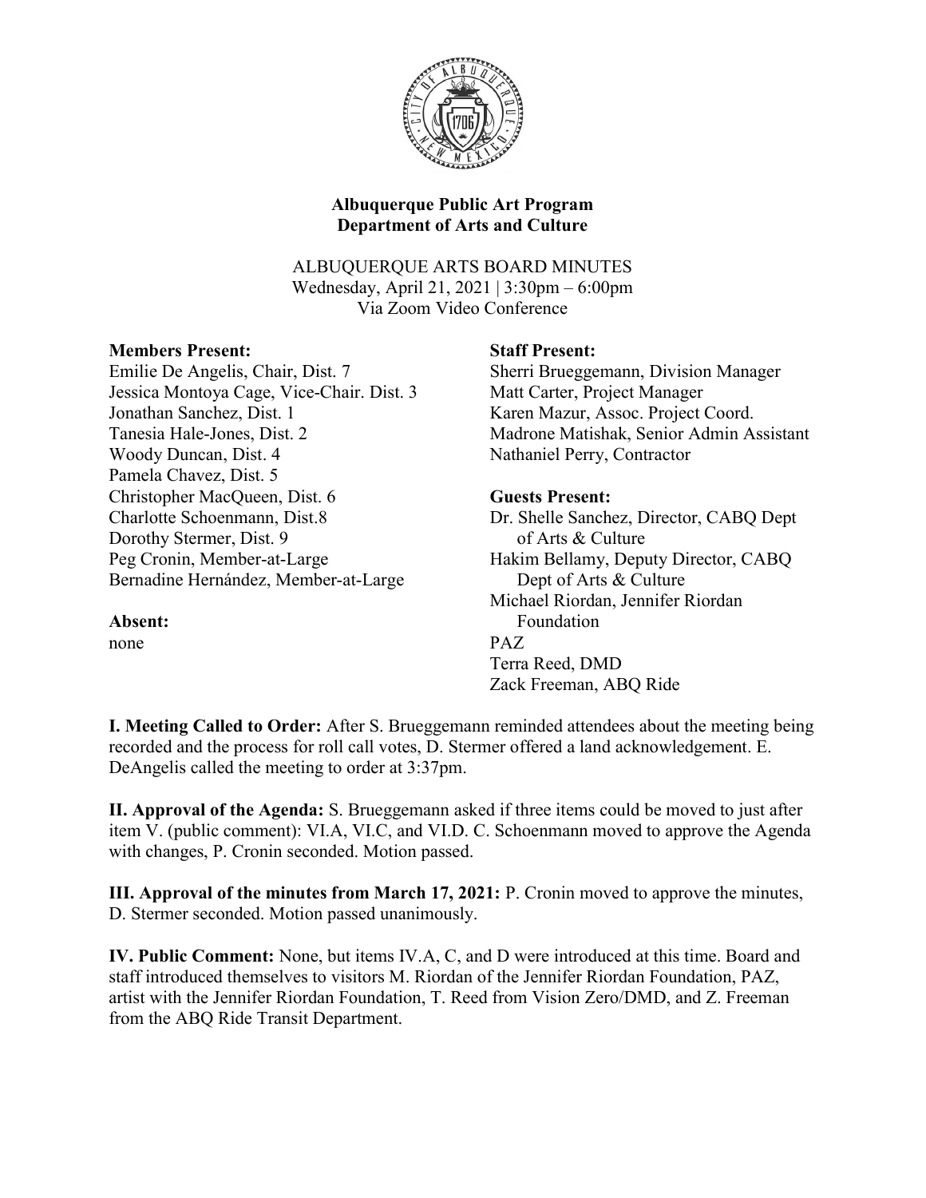**Albuquerque Public Art Program**
**Department of Arts and Culture**

ALBUQUERQUE ARTS BOARD MINUTES
Wednesday, April 21, 2021 | 3:30pm – 6:00pm
Via Zoom Video Conference

**Members Present:**
Emilie De Angelis, Chair, Dist. 7
Jessica Montoya Cage, Vice-Chair. Dist. 3
Jonathan Sanchez, Dist. 1
Tanesia Hale-Jones, Dist. 2
Woody Duncan, Dist. 4
Pamela Chavez, Dist. 5
Christopher MacQueen, Dist. 6
Charlotte Schoenmann, Dist.8
Dorothy Stermer, Dist. 9
Peg Cronin, Member-at-Large
Bernadine Hernández, Member-at-Large

**Absent:**
none

**Staff Present:**
Sherri Brueggemann, Division Manager
Matt Carter, Project Manager
Karen Mazur, Assoc. Project Coord.
Madrone Matishak, Senior Admin Assistant
Nathaniel Perry, Contractor

**Guests Present:**
Dr. Shelle Sanchez, Director, CABQ Dept of Arts & Culture
Hakim Bellamy, Deputy Director, CABQ Dept of Arts & Culture
Michael Riordan, Jennifer Riordan Foundation
PAZ
Terra Reed, DMD
Zack Freeman, ABQ Ride

**I. Meeting Called to Order:** After S. Brueggemann reminded attendees about the meeting being recorded and the process for roll call votes, D. Stermer offered a land acknowledgement. E. DeAngelis called the meeting to order at 3:37pm.

**II. Approval of the Agenda:** S. Brueggemann asked if three items could be moved to just after item V. (public comment): VI.A, VI.C, and VI.D. C. Schoenmann moved to approve the Agenda with changes, P. Cronin seconded. Motion passed.

**III. Approval of the minutes from March 17, 2021:** P. Cronin moved to approve the minutes, D. Stermer seconded. Motion passed unanimously.

**IV. Public Comment:** None, but items IV.A, C, and D were introduced at this time. Board and staff introduced themselves to visitors M. Riordan of the Jennifer Riordan Foundation, PAZ, artist with the Jennifer Riordan Foundation, T. Reed from Vision Zero/DMD, and Z. Freeman from the ABQ Ride Transit Department.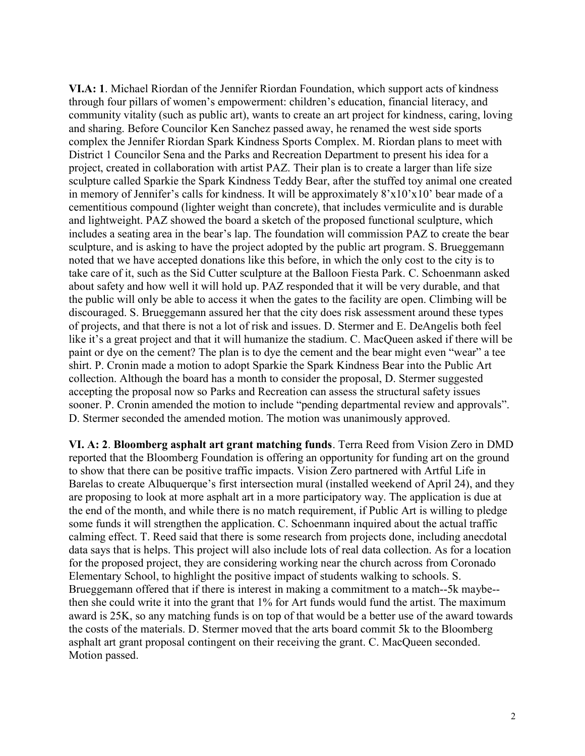**VI.A: 1**. Michael Riordan of the Jennifer Riordan Foundation, which support acts of kindness through four pillars of women's empowerment: children's education, financial literacy, and community vitality (such as public art), wants to create an art project for kindness, caring, loving and sharing. Before Councilor Ken Sanchez passed away, he renamed the west side sports complex the Jennifer Riordan Spark Kindness Sports Complex. M. Riordan plans to meet with District 1 Councilor Sena and the Parks and Recreation Department to present his idea for a project, created in collaboration with artist PAZ. Their plan is to create a larger than life size sculpture called Sparkie the Spark Kindness Teddy Bear, after the stuffed toy animal one created in memory of Jennifer's calls for kindness. It will be approximately 8'x10'x10' bear made of a cementitious compound (lighter weight than concrete), that includes vermiculite and is durable and lightweight. PAZ showed the board a sketch of the proposed functional sculpture, which includes a seating area in the bear's lap. The foundation will commission PAZ to create the bear sculpture, and is asking to have the project adopted by the public art program. S. Brueggemann noted that we have accepted donations like this before, in which the only cost to the city is to take care of it, such as the Sid Cutter sculpture at the Balloon Fiesta Park. C. Schoenmann asked about safety and how well it will hold up. PAZ responded that it will be very durable, and that the public will only be able to access it when the gates to the facility are open. Climbing will be discouraged. S. Brueggemann assured her that the city does risk assessment around these types of projects, and that there is not a lot of risk and issues. D. Stermer and E. DeAngelis both feel like it's a great project and that it will humanize the stadium. C. MacQueen asked if there will be paint or dye on the cement? The plan is to dye the cement and the bear might even "wear" a tee shirt. P. Cronin made a motion to adopt Sparkie the Spark Kindness Bear into the Public Art collection. Although the board has a month to consider the proposal, D. Stermer suggested accepting the proposal now so Parks and Recreation can assess the structural safety issues sooner. P. Cronin amended the motion to include "pending departmental review and approvals". D. Stermer seconded the amended motion. The motion was unanimously approved.

**VI. A: 2**. **Bloomberg asphalt art grant matching funds**. Terra Reed from Vision Zero in DMD reported that the Bloomberg Foundation is offering an opportunity for funding art on the ground to show that there can be positive traffic impacts. Vision Zero partnered with Artful Life in Barelas to create Albuquerque's first intersection mural (installed weekend of April 24), and they are proposing to look at more asphalt art in a more participatory way. The application is due at the end of the month, and while there is no match requirement, if Public Art is willing to pledge some funds it will strengthen the application. C. Schoenmann inquired about the actual traffic calming effect. T. Reed said that there is some research from projects done, including anecdotal data says that is helps. This project will also include lots of real data collection. As for a location for the proposed project, they are considering working near the church across from Coronado Elementary School, to highlight the positive impact of students walking to schools. S. Brueggemann offered that if there is interest in making a commitment to a match--5k maybe--then she could write it into the grant that 1% for Art funds would fund the artist. The maximum award is 25K, so any matching funds is on top of that would be a better use of the award towards the costs of the materials. D. Stermer moved that the arts board commit 5k to the Bloomberg asphalt art grant proposal contingent on their receiving the grant. C. MacQueen seconded. Motion passed.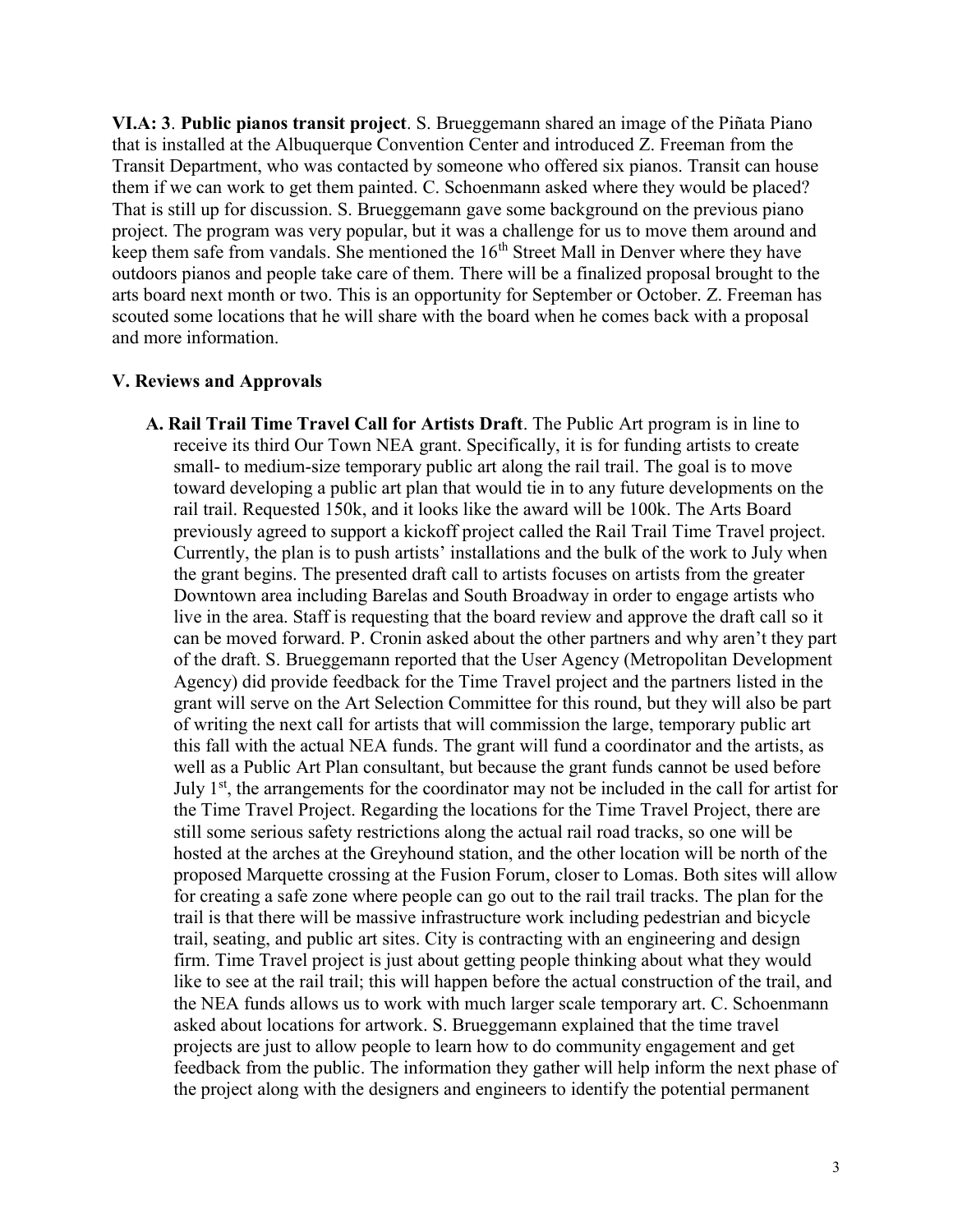**VI.A: 3**. **Public pianos transit project**. S. Brueggemann shared an image of the Piñata Piano that is installed at the Albuquerque Convention Center and introduced Z. Freeman from the Transit Department, who was contacted by someone who offered six pianos. Transit can house them if we can work to get them painted. C. Schoenmann asked where they would be placed? That is still up for discussion. S. Brueggemann gave some background on the previous piano project. The program was very popular, but it was a challenge for us to move them around and keep them safe from vandals. She mentioned the 16th Street Mall in Denver where they have outdoors pianos and people take care of them. There will be a finalized proposal brought to the arts board next month or two. This is an opportunity for September or October. Z. Freeman has scouted some locations that he will share with the board when he comes back with a proposal and more information.

## V. Reviews and Approvals

**A. Rail Trail Time Travel Call for Artists Draft**. The Public Art program is in line to receive its third Our Town NEA grant. Specifically, it is for funding artists to create small- to medium-size temporary public art along the rail trail. The goal is to move toward developing a public art plan that would tie in to any future developments on the rail trail. Requested 150k, and it looks like the award will be 100k. The Arts Board previously agreed to support a kickoff project called the Rail Trail Time Travel project. Currently, the plan is to push artists' installations and the bulk of the work to July when the grant begins. The presented draft call to artists focuses on artists from the greater Downtown area including Barelas and South Broadway in order to engage artists who live in the area. Staff is requesting that the board review and approve the draft call so it can be moved forward. P. Cronin asked about the other partners and why aren't they part of the draft. S. Brueggemann reported that the User Agency (Metropolitan Development Agency) did provide feedback for the Time Travel project and the partners listed in the grant will serve on the Art Selection Committee for this round, but they will also be part of writing the next call for artists that will commission the large, temporary public art this fall with the actual NEA funds. The grant will fund a coordinator and the artists, as well as a Public Art Plan consultant, but because the grant funds cannot be used before July 1st, the arrangements for the coordinator may not be included in the call for artist for the Time Travel Project. Regarding the locations for the Time Travel Project, there are still some serious safety restrictions along the actual rail road tracks, so one will be hosted at the arches at the Greyhound station, and the other location will be north of the proposed Marquette crossing at the Fusion Forum, closer to Lomas. Both sites will allow for creating a safe zone where people can go out to the rail trail tracks. The plan for the trail is that there will be massive infrastructure work including pedestrian and bicycle trail, seating, and public art sites. City is contracting with an engineering and design firm. Time Travel project is just about getting people thinking about what they would like to see at the rail trail; this will happen before the actual construction of the trail, and the NEA funds allows us to work with much larger scale temporary art. C. Schoenmann asked about locations for artwork. S. Brueggemann explained that the time travel projects are just to allow people to learn how to do community engagement and get feedback from the public. The information they gather will help inform the next phase of the project along with the designers and engineers to identify the potential permanent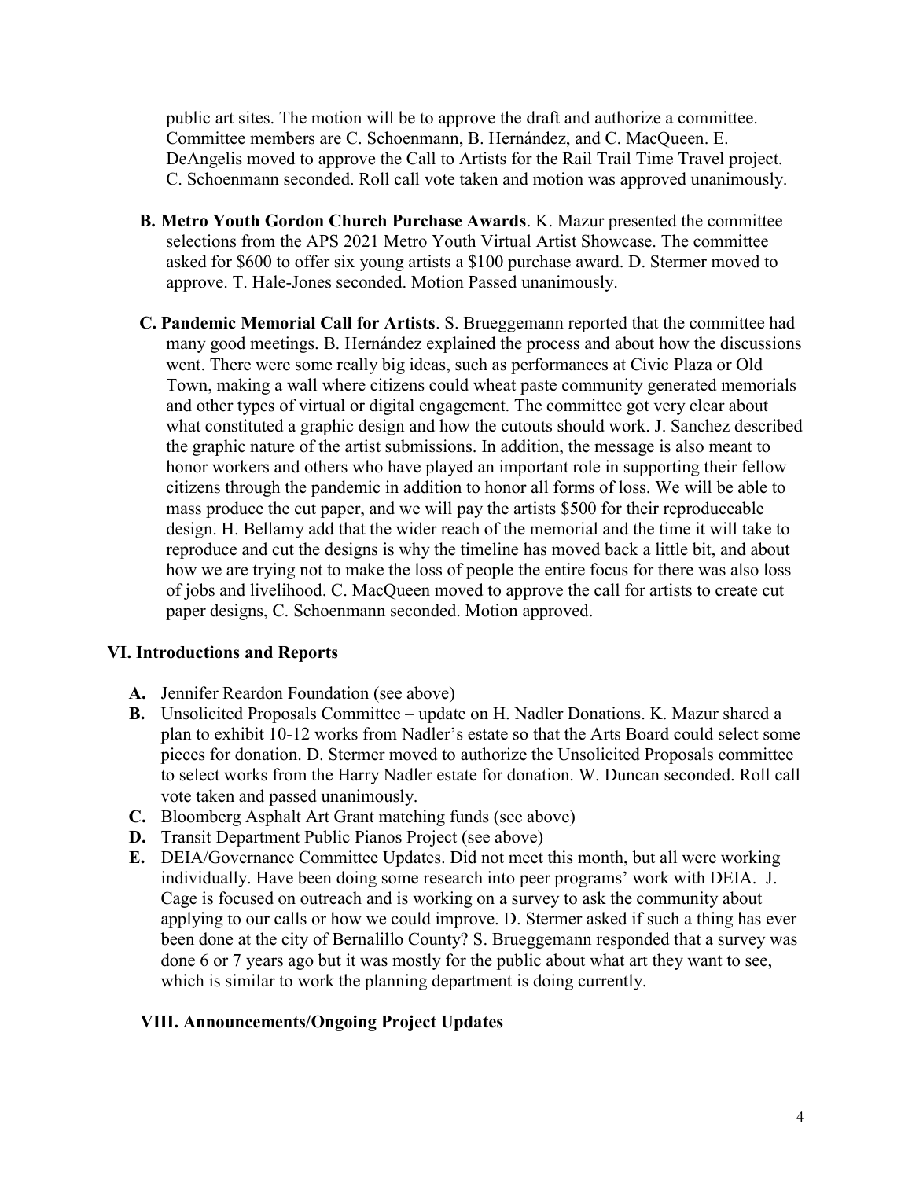public art sites. The motion will be to approve the draft and authorize a committee. Committee members are C. Schoenmann, B. Hernández, and C. MacQueen. E. DeAngelis moved to approve the Call to Artists for the Rail Trail Time Travel project. C. Schoenmann seconded. Roll call vote taken and motion was approved unanimously.

**B. Metro Youth Gordon Church Purchase Awards**. K. Mazur presented the committee selections from the APS 2021 Metro Youth Virtual Artist Showcase. The committee asked for $600 to offer six young artists a $100 purchase award. D. Stermer moved to approve. T. Hale-Jones seconded. Motion Passed unanimously.

**C. Pandemic Memorial Call for Artists**. S. Brueggemann reported that the committee had many good meetings. B. Hernández explained the process and about how the discussions went. There were some really big ideas, such as performances at Civic Plaza or Old Town, making a wall where citizens could wheat paste community generated memorials and other types of virtual or digital engagement. The committee got very clear about what constituted a graphic design and how the cutouts should work. J. Sanchez described the graphic nature of the artist submissions. In addition, the message is also meant to honor workers and others who have played an important role in supporting their fellow citizens through the pandemic in addition to honor all forms of loss. We will be able to mass produce the cut paper, and we will pay the artists $500 for their reproduceable design. H. Bellamy add that the wider reach of the memorial and the time it will take to reproduce and cut the designs is why the timeline has moved back a little bit, and about how we are trying not to make the loss of people the entire focus for there was also loss of jobs and livelihood. C. MacQueen moved to approve the call for artists to create cut paper designs, C. Schoenmann seconded. Motion approved.

## VI. Introductions and Reports

- **A.** Jennifer Reardon Foundation (see above)
- **B.** Unsolicited Proposals Committee – update on H. Nadler Donations. K. Mazur shared a plan to exhibit 10-12 works from Nadler's estate so that the Arts Board could select some pieces for donation. D. Stermer moved to authorize the Unsolicited Proposals committee to select works from the Harry Nadler estate for donation. W. Duncan seconded. Roll call vote taken and passed unanimously.
- **C.** Bloomberg Asphalt Art Grant matching funds (see above)
- **D.** Transit Department Public Pianos Project (see above)
- **E.** DEIA/Governance Committee Updates. Did not meet this month, but all were working individually. Have been doing some research into peer programs' work with DEIA. J. Cage is focused on outreach and is working on a survey to ask the community about applying to our calls or how we could improve. D. Stermer asked if such a thing has ever been done at the city of Bernalillo County? S. Brueggemann responded that a survey was done 6 or 7 years ago but it was mostly for the public about what art they want to see, which is similar to work the planning department is doing currently.

## VIII. Announcements/Ongoing Project Updates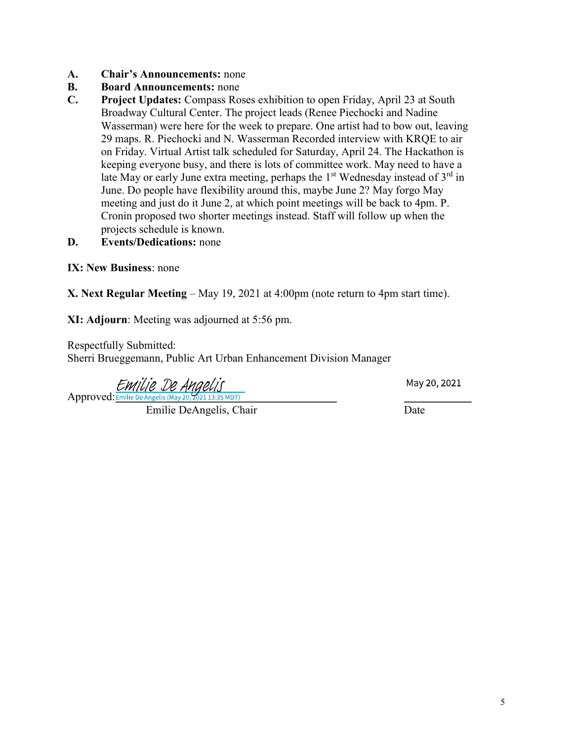**A. Chair's Announcements:** none

**B. Board Announcements:** none

**C. Project Updates:** Compass Roses exhibition to open Friday, April 23 at South Broadway Cultural Center. The project leads (Renee Piechocki and Nadine Wasserman) were here for the week to prepare. One artist had to bow out, leaving 29 maps. R. Piechocki and N. Wasserman Recorded interview with KRQE to air on Friday. Virtual Artist talk scheduled for Saturday, April 24. The Hackathon is keeping everyone busy, and there is lots of committee work. May need to have a late May or early June extra meeting, perhaps the 1st Wednesday instead of 3rd in June. Do people have flexibility around this, maybe June 2? May forgo May meeting and just do it June 2, at which point meetings will be back to 4pm. P. Cronin proposed two shorter meetings instead. Staff will follow up when the projects schedule is known.

**D. Events/Dedications:** none

**IX: New Business**: none

**X. Next Regular Meeting** – May 19, 2021 at 4:00pm (note return to 4pm start time).

**XI: Adjourn**: Meeting was adjourned at 5:56 pm.

Respectfully Submitted:
Sherri Brueggemann, Public Art Urban Enhancement Division Manager

Approved: *Emilie De Angelis* Emilie De Angelis (May 20, 2021 13:35 MDT) May 20, 2021

Emilie DeAngelis, Chair Date